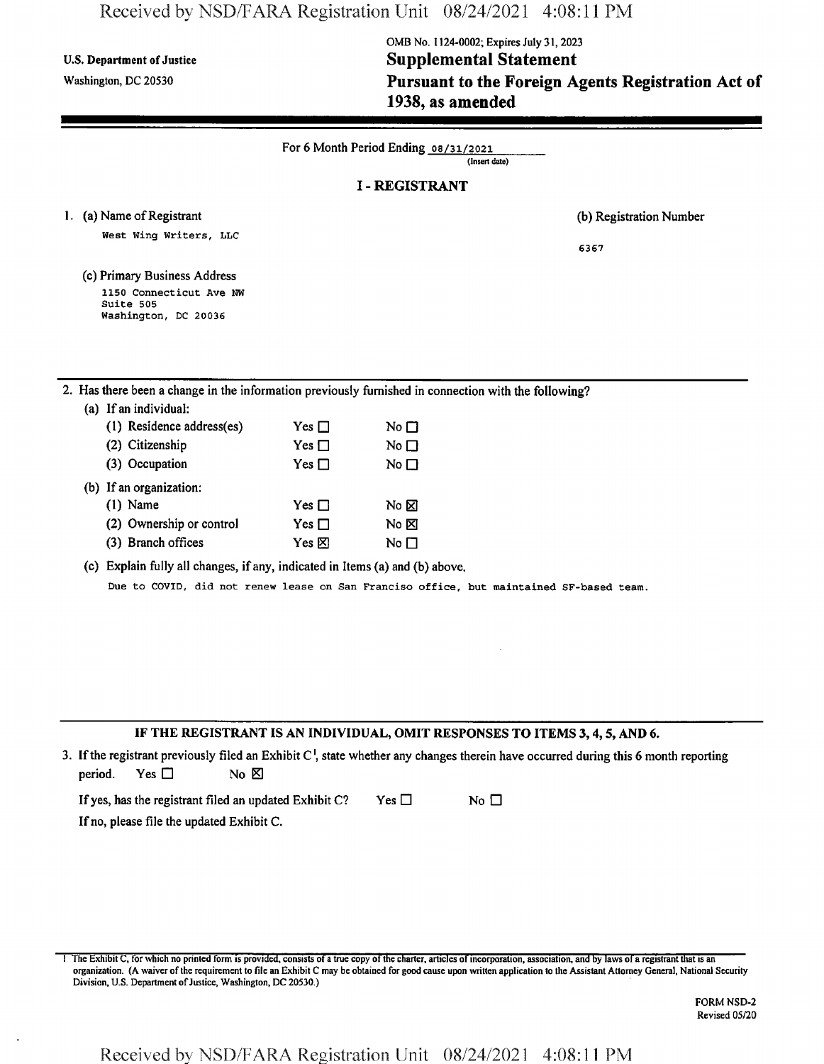OMB No. 1124-0002; Expires July 31, 2023

U.S. Department of Justice
Washington, DC 20530

# Supplemental Statement
# Pursuant to the Foreign Agents Registration Act of 1938, as amended

For 6 Month Period Ending 08/31/2021
(Insert date)

## I - REGISTRANT

1. (a) Name of Registrant
   West Wing Writers, LLC

   (b) Registration Number
   6367

   (c) Primary Business Address
   1150 Connecticut Ave NW
   Suite 505
   Washington, DC 20036

2. Has there been a change in the information previously furnished in connection with the following?

   (a) If an individual:

   | | | |
   |---|---|---|
   | (1) Residence address(es) | Yes ☐ | No ☐ |
   | (2) Citizenship | Yes ☐ | No ☐ |
   | (3) Occupation | Yes ☐ | No ☐ |

   (b) If an organization:

   | | | |
   |---|---|---|
   | (1) Name | Yes ☐ | No ☒ |
   | (2) Ownership or control | Yes ☐ | No ☒ |
   | (3) Branch offices | Yes ☒ | No ☐ |

   (c) Explain fully all changes, if any, indicated in Items (a) and (b) above.

   Due to COVID, did not renew lease on San Franciso office, but maintained SF-based team.

**IF THE REGISTRANT IS AN INDIVIDUAL, OMIT RESPONSES TO ITEMS 3, 4, 5, AND 6.**

3. If the registrant previously filed an Exhibit C[1], state whether any changes therein have occurred during this 6 month reporting period. Yes ☐ No ☒

   If yes, has the registrant filed an updated Exhibit C? Yes ☐ No ☐

   If no, please file the updated Exhibit C.

[1] The Exhibit C, for which no printed form is provided, consists of a true copy of the charter, articles of incorporation, association, and by laws of a registrant that is an organization. (A waiver of the requirement to file an Exhibit C may be obtained for good cause upon written application to the Assistant Attorney General, National Security Division, U.S. Department of Justice, Washington, DC 20530.)

FORM NSD-2
Revised 05/20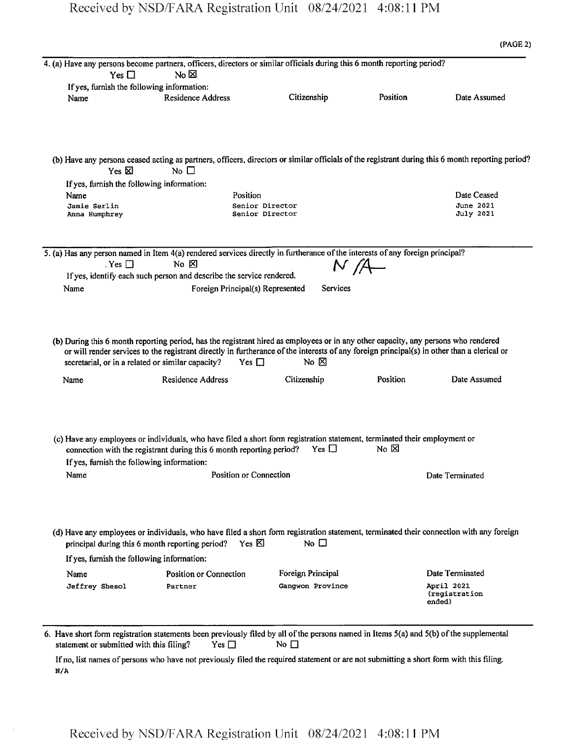(PAGE 2)

4. (a) Have any persons become partners, officers, directors or similar officials during this 6 month reporting period?

Yes ☐ No ☒

If yes, furnish the following information:

| Name | Residence Address | Citizenship | Position | Date Assumed |
|---|---|---|---|---|

(b) Have any persons ceased acting as partners, officers, directors or similar officials of the registrant during this 6 month reporting period?

Yes ☒ No ☐

If yes, furnish the following information:

| Name | Position | Date Ceased |
|---|---|---|
| Jamie Serlin | Senior Director | June 2021 |
| Anna Humphrey | Senior Director | July 2021 |

5. (a) Has any person named in Item 4(a) rendered services directly in furtherance of the interests of any foreign principal?

Yes ☐ No ☒ N/A

If yes, identify each such person and describe the service rendered.

| Name | Foreign Principal(s) Represented | Services |
|---|---|---|

(b) During this 6 month reporting period, has the registrant hired as employees or in any other capacity, any persons who rendered or will render services to the registrant directly in furtherance of the interests of any foreign principal(s) in other than a clerical or secretarial, or in a related or similar capacity? Yes ☐ No ☒

| Name | Residence Address | Citizenship | Position | Date Assumed |
|---|---|---|---|---|

(c) Have any employees or individuals, who have filed a short form registration statement, terminated their employment or connection with the registrant during this 6 month reporting period? Yes ☐ No ☒

If yes, furnish the following information:

| Name | Position or Connection | Date Terminated |
|---|---|---|

(d) Have any employees or individuals, who have filed a short form registration statement, terminated their connection with any foreign principal during this 6 month reporting period? Yes ☒ No ☐

If yes, furnish the following information:

| Name | Position or Connection | Foreign Principal | Date Terminated |
|---|---|---|---|
| Jeffrey Shesol | Partner | Gangwon Province | April 2021 (registration ended) |

6. Have short form registration statements been previously filed by all of the persons named in Items 5(a) and 5(b) of the supplemental statement or submitted with this filing? Yes ☐ No ☐

If no, list names of persons who have not previously filed the required statement or are not submitting a short form with this filing.

N/A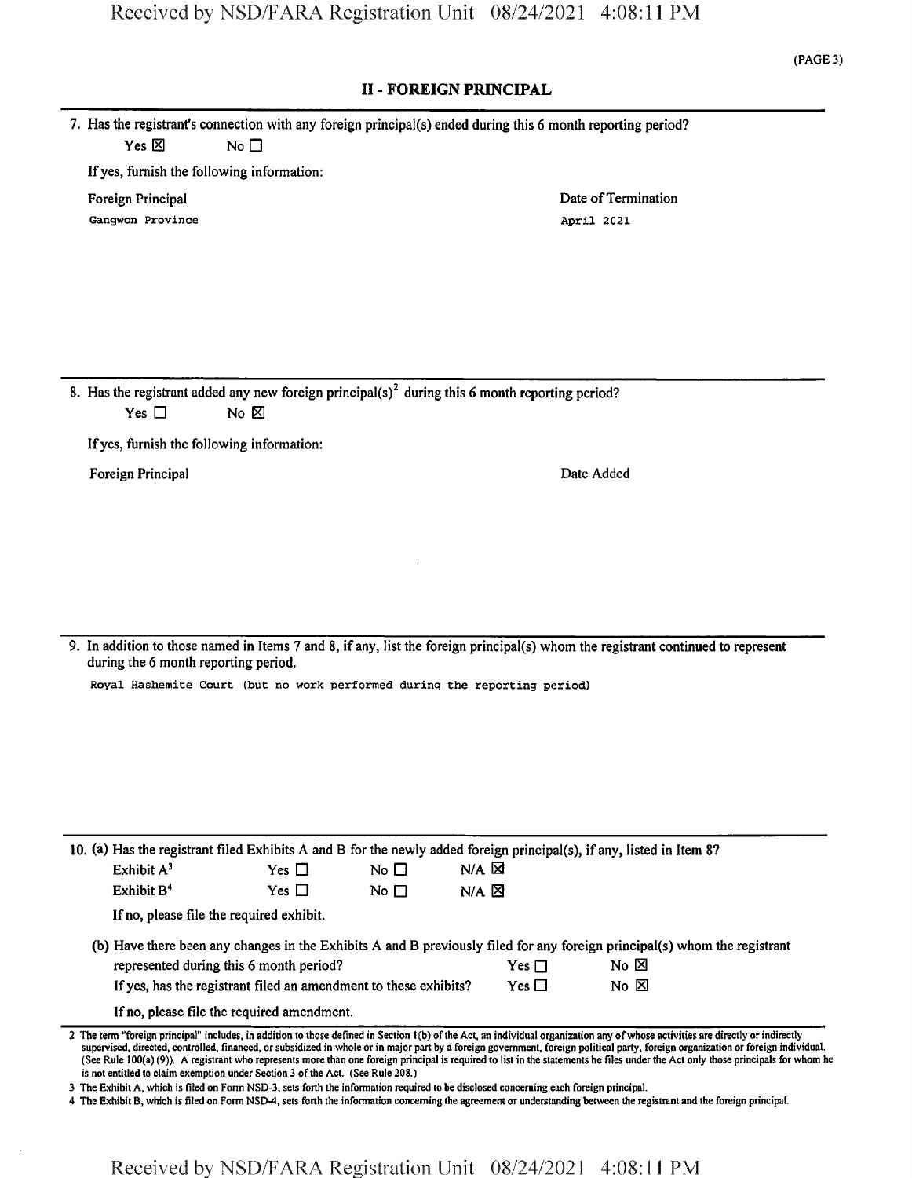## II - FOREIGN PRINCIPAL

7. Has the registrant's connection with any foreign principal(s) ended during this 6 month reporting period?

Yes ☒ No ☐

If yes, furnish the following information:

| Foreign Principal | Date of Termination |
| --- | --- |
| Gangwon Province | April 2021 |

8. Has the registrant added any new foreign principal(s)[2] during this 6 month reporting period?

Yes ☐ No ☒

If yes, furnish the following information:

| Foreign Principal | Date Added |
| --- | --- |

9. In addition to those named in Items 7 and 8, if any, list the foreign principal(s) whom the registrant continued to represent during the 6 month reporting period.

Royal Hashemite Court (but no work performed during the reporting period)

10. (a) Has the registrant filed Exhibits A and B for the newly added foreign principal(s), if any, listed in Item 8?

| | | | |
| --- | --- | --- | --- |
| Exhibit A[3] | Yes ☐ | No ☐ | N/A ☒ |
| Exhibit B[4] | Yes ☐ | No ☐ | N/A ☒ |

If no, please file the required exhibit.

(b) Have there been any changes in the Exhibits A and B previously filed for any foreign principal(s) whom the registrant represented during this 6 month period? Yes ☐ No ☒

If yes, has the registrant filed an amendment to these exhibits? Yes ☐ No ☒

If no, please file the required amendment.

2 The term "foreign principal" includes, in addition to those defined in Section 1(b) of the Act, an individual organization any of whose activities are directly or indirectly supervised, directed, controlled, financed, or subsidized in whole or in major part by a foreign government, foreign political party, foreign organization or foreign individual. (See Rule 100(a) (9)). A registrant who represents more than one foreign principal is required to list in the statements he files under the Act only those principals for whom he is not entitled to claim exemption under Section 3 of the Act. (See Rule 208.)

3 The Exhibit A, which is filed on Form NSD-3, sets forth the information required to be disclosed concerning each foreign principal.

4 The Exhibit B, which is filed on Form NSD-4, sets forth the information concerning the agreement or understanding between the registrant and the foreign principal.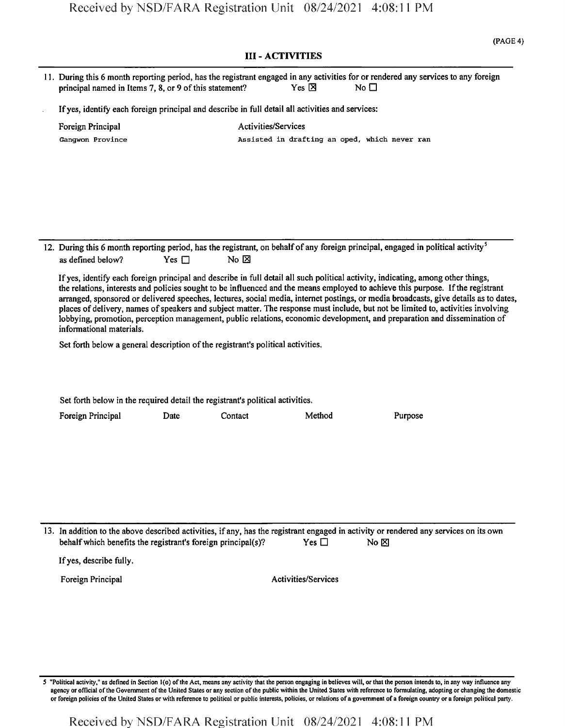## III - ACTIVITIES

11. During this 6 month reporting period, has the registrant engaged in any activities for or rendered any services to any foreign principal named in Items 7, 8, or 9 of this statement? Yes ☒ No ☐

If yes, identify each foreign principal and describe in full detail all activities and services:

| Foreign Principal | Activities/Services |
|---|---|
| Gangwon Province | Assisted in drafting an oped, which never ran |

12. During this 6 month reporting period, has the registrant, on behalf of any foreign principal, engaged in political activity[5] as defined below? Yes ☐ No ☒

If yes, identify each foreign principal and describe in full detail all such political activity, indicating, among other things, the relations, interests and policies sought to be influenced and the means employed to achieve this purpose. If the registrant arranged, sponsored or delivered speeches, lectures, social media, internet postings, or media broadcasts, give details as to dates, places of delivery, names of speakers and subject matter. The response must include, but not be limited to, activities involving lobbying, promotion, perception management, public relations, economic development, and preparation and dissemination of informational materials.

Set forth below a general description of the registrant's political activities.

Set forth below in the required detail the registrant's political activities.

| Foreign Principal | Date | Contact | Method | Purpose |
|---|---|---|---|---|

13. In addition to the above described activities, if any, has the registrant engaged in activity or rendered any services on its own behalf which benefits the registrant's foreign principal(s)? Yes ☐ No ☒

If yes, describe fully.

| Foreign Principal | Activities/Services |
|---|---|

5 "Political activity," as defined in Section 1(o) of the Act, means any activity that the person engaging in believes will, or that the person intends to, in any way influence any agency or official of the Government of the United States or any section of the public within the United States with reference to formulating, adopting or changing the domestic or foreign policies of the United States or with reference to political or public interests, policies, or relations of a government of a foreign country or a foreign political party.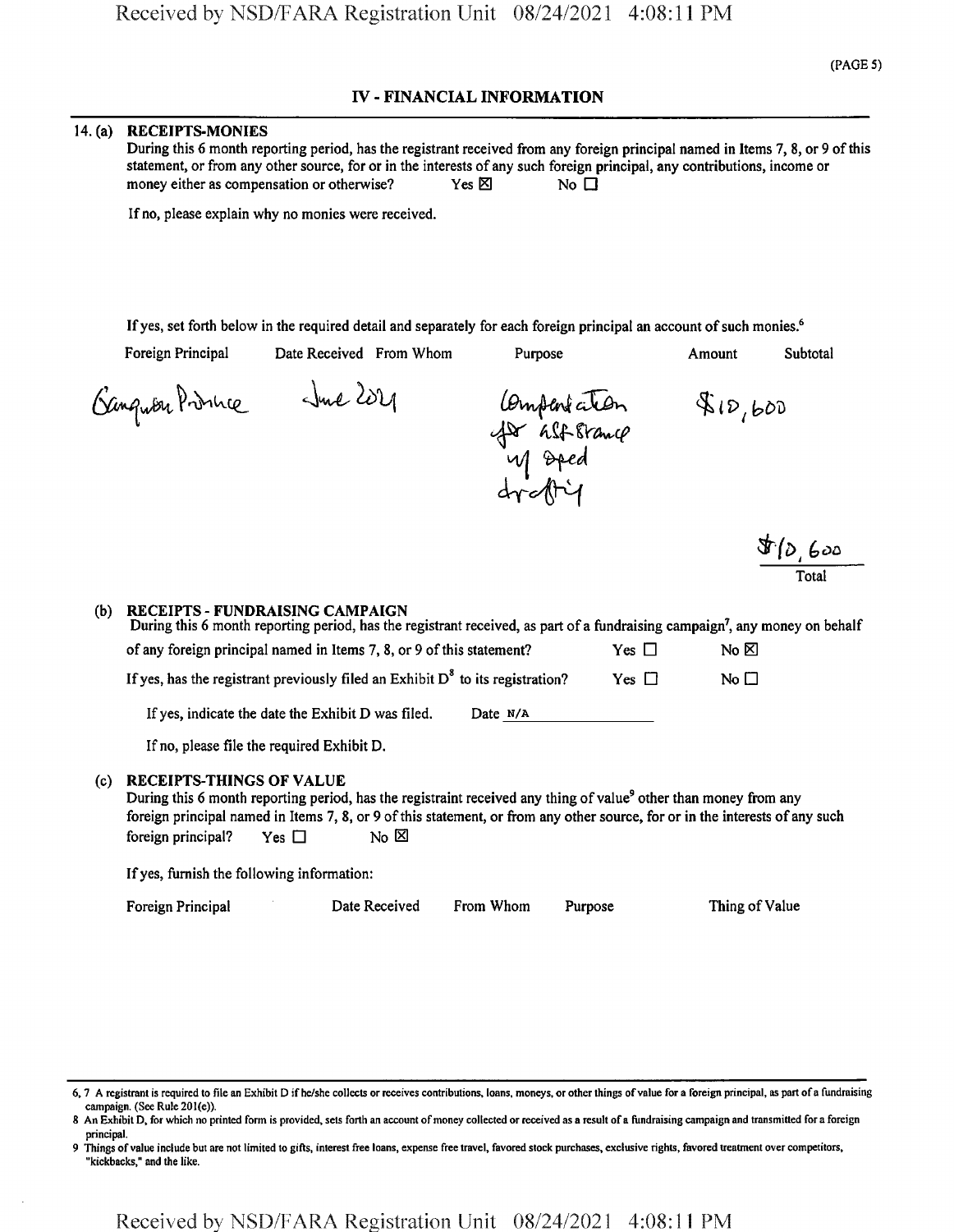## IV - FINANCIAL INFORMATION

14. (a) **RECEIPTS-MONIES**

During this 6 month reporting period, has the registrant received from any foreign principal named in Items 7, 8, or 9 of this statement, or from any other source, for or in the interests of any such foreign principal, any contributions, income or money either as compensation or otherwise? Yes ☒ No ☐

If no, please explain why no monies were received.

If yes, set forth below in the required detail and separately for each foreign principal an account of such monies.[6]

| Foreign Principal | Date Received | From Whom | Purpose | Amount | Subtotal |
|---|---|---|---|---|---|
| Gangwon Province | June 2021 | | Compensation for assistance w/ oped drafting | $10,600 | |
| | | | | | $10,600 Total |

(b) **RECEIPTS - FUNDRAISING CAMPAIGN**

During this 6 month reporting period, has the registrant received, as part of a fundraising campaign[7], any money on behalf of any foreign principal named in Items 7, 8, or 9 of this statement? Yes ☐ No ☒

If yes, has the registrant previously filed an Exhibit D[8] to its registration? Yes ☐ No ☐

If yes, indicate the date the Exhibit D was filed. Date N/A

If no, please file the required Exhibit D.

(c) **RECEIPTS-THINGS OF VALUE**

During this 6 month reporting period, has the registraint received any thing of value[9] other than money from any foreign principal named in Items 7, 8, or 9 of this statement, or from any other source, for or in the interests of any such foreign principal? Yes ☐ No ☒

If yes, furnish the following information:

| Foreign Principal | Date Received | From Whom | Purpose | Thing of Value |
|---|---|---|---|---|

---

6, 7 A registrant is required to file an Exhibit D if he/she collects or receives contributions, loans, moneys, or other things of value for a foreign principal, as part of a fundraising campaign. (See Rule 201(e)).

8 An Exhibit D, for which no printed form is provided, sets forth an account of money collected or received as a result of a fundraising campaign and transmitted for a foreign principal.

9 Things of value include but are not limited to gifts, interest free loans, expense free travel, favored stock purchases, exclusive rights, favored treatment over competitors, "kickbacks," and the like.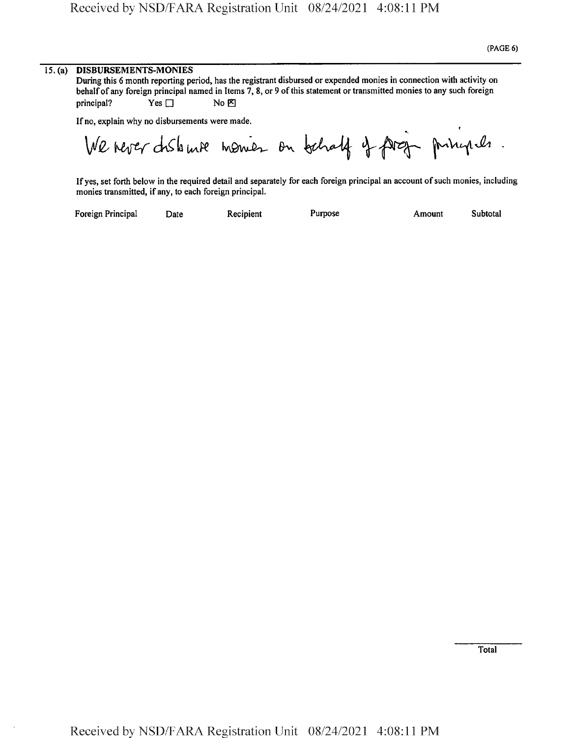15. (a) **DISBURSEMENTS-MONIES**

During this 6 month reporting period, has the registrant disbursed or expended monies in connection with activity on behalf of any foreign principal named in Items 7, 8, or 9 of this statement or transmitted monies to any such foreign principal? Yes ☐ No ☒

If no, explain why no disbursements were made.

We never disburse monies on behalf of foreign principals.

If yes, set forth below in the required detail and separately for each foreign principal an account of such monies, including monies transmitted, if any, to each foreign principal.

| Foreign Principal | Date | Recipient | Purpose | Amount | Subtotal |
|---|---|---|---|---|---|

Total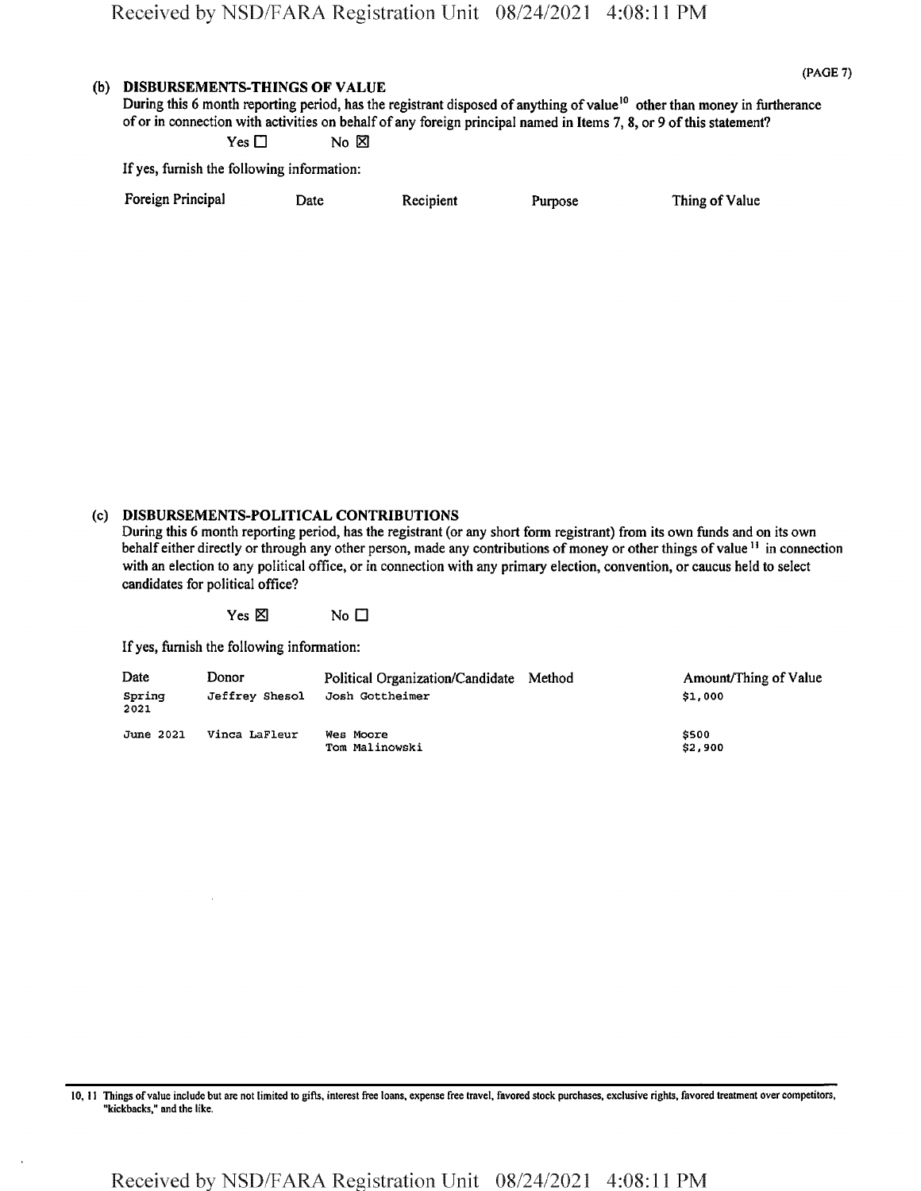(PAGE 7)

**(b) DISBURSEMENTS-THINGS OF VALUE**

During this 6 month reporting period, has the registrant disposed of anything of value[10] other than money in furtherance of or in connection with activities on behalf of any foreign principal named in Items 7, 8, or 9 of this statement?

Yes ☐ No ☒

If yes, furnish the following information:

| Foreign Principal | Date | Recipient | Purpose | Thing of Value |
|---|---|---|---|---|

**(c) DISBURSEMENTS-POLITICAL CONTRIBUTIONS**

During this 6 month reporting period, has the registrant (or any short form registrant) from its own funds and on its own behalf either directly or through any other person, made any contributions of money or other things of value[11] in connection with an election to any political office, or in connection with any primary election, convention, or caucus held to select candidates for political office?

Yes ☒ No ☐

If yes, furnish the following information:

| Date | Donor | Political Organization/Candidate | Method | Amount/Thing of Value |
|---|---|---|---|---|
| Spring 2021 | Jeffrey Shesol | Josh Gottheimer | | $1,000 |
| June 2021 | Vinca LaFleur | Wes Moore | | $500 |
| | | Tom Malinowski | | $2,900 |

10, 11 Things of value include but are not limited to gifts, interest free loans, expense free travel, favored stock purchases, exclusive rights, favored treatment over competitors, "kickbacks," and the like.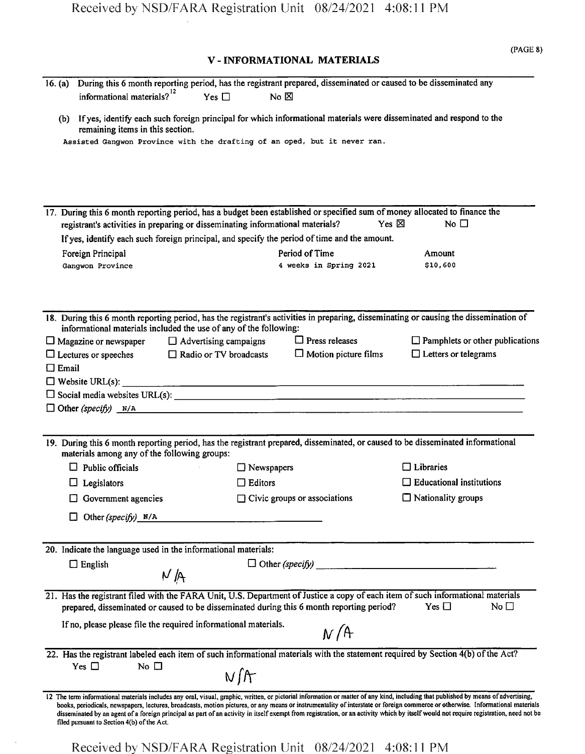## V - INFORMATIONAL MATERIALS

16. (a) During this 6 month reporting period, has the registrant prepared, disseminated or caused to be disseminated any informational materials?[12] Yes ☐ No ☒

(b) If yes, identify each such foreign principal for which informational materials were disseminated and respond to the remaining items in this section.

Assisted Gangwon Province with the drafting of an oped, but it never ran.

17. During this 6 month reporting period, has a budget been established or specified sum of money allocated to finance the registrant's activities in preparing or disseminating informational materials? Yes ☒ No ☐

If yes, identify each such foreign principal, and specify the period of time and the amount.

| Foreign Principal | Period of Time | Amount |
|---|---|---|
| Gangwon Province | 4 weeks in Spring 2021 | $10,600 |

18. During this 6 month reporting period, has the registrant's activities in preparing, disseminating or causing the dissemination of informational materials included the use of any of the following:

☐ Magazine or newspaper ☐ Advertising campaigns ☐ Press releases ☐ Pamphlets or other publications
☐ Lectures or speeches ☐ Radio or TV broadcasts ☐ Motion picture films ☐ Letters or telegrams
☐ Email
☐ Website URL(s):
☐ Social media websites URL(s):
☐ Other *(specify)* N/A

19. During this 6 month reporting period, has the registrant prepared, disseminated, or caused to be disseminated informational materials among any of the following groups:

☐ Public officials ☐ Newspapers ☐ Libraries
☐ Legislators ☐ Editors ☐ Educational institutions
☐ Government agencies ☐ Civic groups or associations ☐ Nationality groups
☐ Other *(specify)* N/A

20. Indicate the language used in the informational materials:

☐ English ☐ Other *(specify)*

N/A

21. Has the registrant filed with the FARA Unit, U.S. Department of Justice a copy of each item of such informational materials prepared, disseminated or caused to be disseminated during this 6 month reporting period? Yes ☐ No ☐

If no, please please file the required informational materials. N/A

22. Has the registrant labeled each item of such informational materials with the statement required by Section 4(b) of the Act?

Yes ☐ No ☐ N/A

12 The term informational materials includes any oral, visual, graphic, written, or pictorial information or matter of any kind, including that published by means of advertising, books, periodicals, newspapers, lectures, broadcasts, motion pictures, or any means or instrumentality of interstate or foreign commerce or otherwise. Informational materials disseminated by an agent of a foreign principal as part of an activity in itself exempt from registration, or an activity which by itself would not require registration, need not be filed pursuant to Section 4(b) of the Act.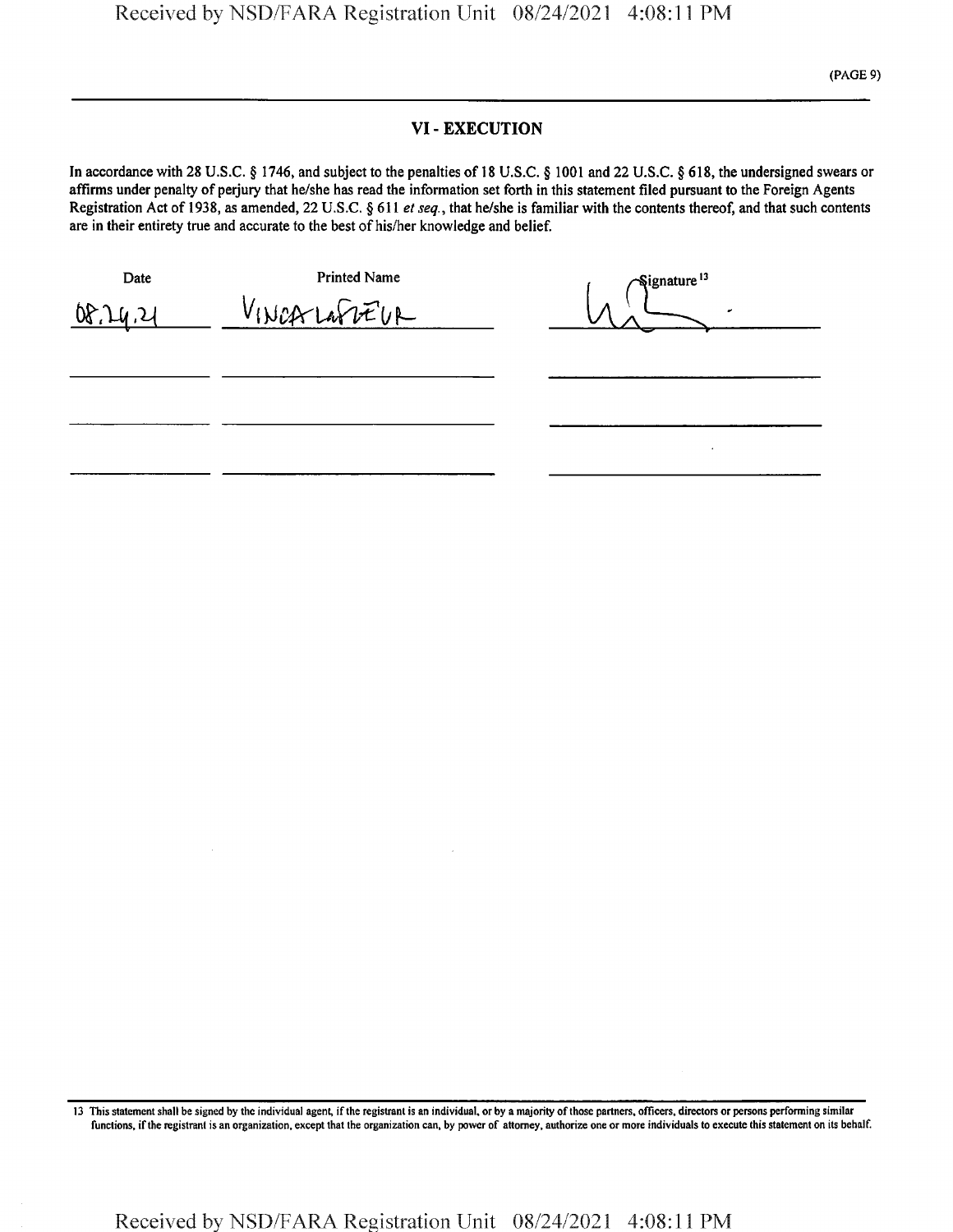## VI - EXECUTION

In accordance with 28 U.S.C. § 1746, and subject to the penalties of 18 U.S.C. § 1001 and 22 U.S.C. § 618, the undersigned swears or affirms under penalty of perjury that he/she has read the information set forth in this statement filed pursuant to the Foreign Agents Registration Act of 1938, as amended, 22 U.S.C. § 611 *et seq.*, that he/she is familiar with the contents thereof, and that such contents are in their entirety true and accurate to the best of his/her knowledge and belief.

| Date | Printed Name | Signature [13] |
|---|---|---|
| 08.24.21 | VINCA LAFLEUR | |
| | | |
| | | |
| | | |

13 This statement shall be signed by the individual agent, if the registrant is an individual, or by a majority of those partners, officers, directors or persons performing similar functions, if the registrant is an organization, except that the organization can, by power of attorney, authorize one or more individuals to execute this statement on its behalf.